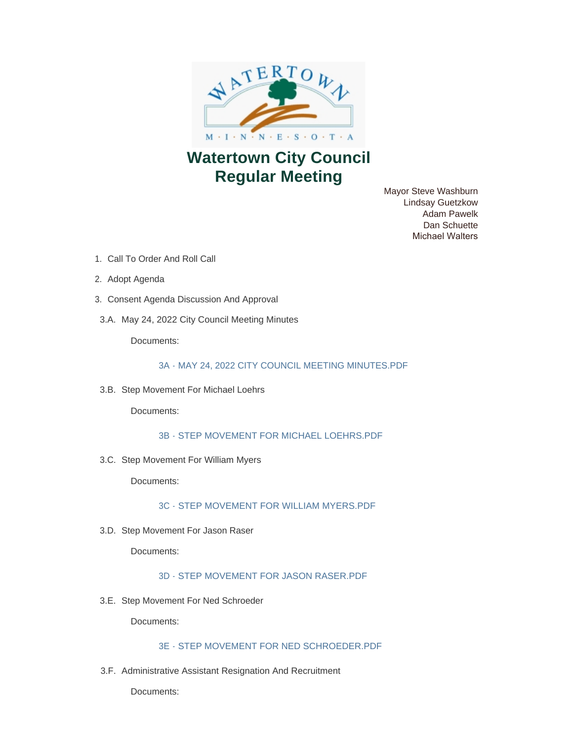# Watertown City Council Regular Meeting

Mayor Steve Washburn
Lindsay Guetzkow
Adam Pawelk
Dan Schuette
Michael Walters

1. Call To Order And Roll Call
2. Adopt Agenda
3. Consent Agenda Discussion And Approval

3.A. May 24, 2022 City Council Meeting Minutes

Documents:

3A - MAY 24, 2022 CITY COUNCIL MEETING MINUTES.PDF

3.B. Step Movement For Michael Loehrs

Documents:

3B - STEP MOVEMENT FOR MICHAEL LOEHRS.PDF

3.C. Step Movement For William Myers

Documents:

3C - STEP MOVEMENT FOR WILLIAM MYERS.PDF

3.D. Step Movement For Jason Raser

Documents:

3D - STEP MOVEMENT FOR JASON RASER.PDF

3.E. Step Movement For Ned Schroeder

Documents:

3E - STEP MOVEMENT FOR NED SCHROEDER.PDF

3.F. Administrative Assistant Resignation And Recruitment

Documents: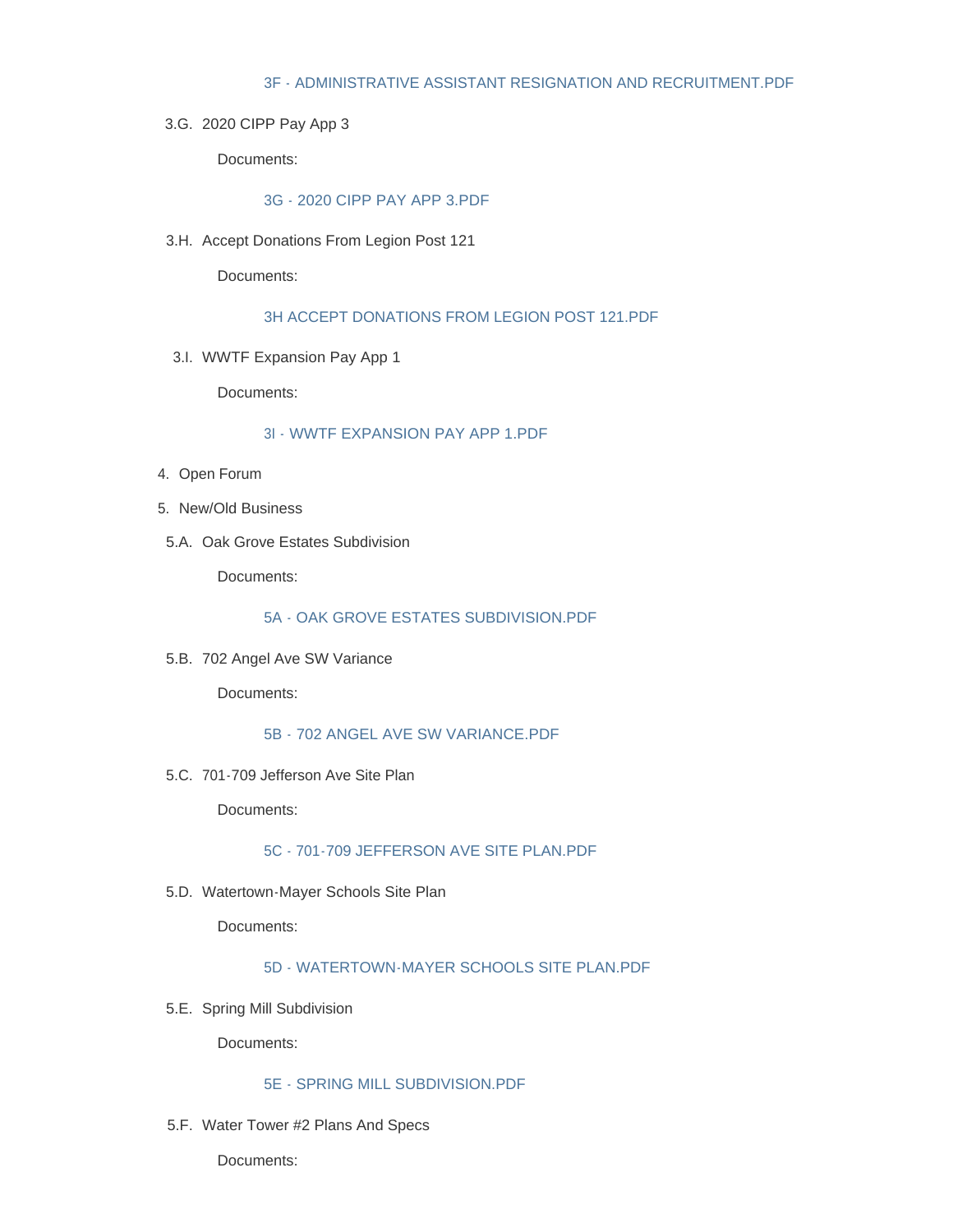3F - ADMINISTRATIVE ASSISTANT RESIGNATION AND RECRUITMENT.PDF

3.G. 2020 CIPP Pay App 3

Documents:

3G - 2020 CIPP PAY APP 3.PDF

3.H. Accept Donations From Legion Post 121

Documents:

3H ACCEPT DONATIONS FROM LEGION POST 121.PDF

3.I. WWTF Expansion Pay App 1

Documents:

3I - WWTF EXPANSION PAY APP 1.PDF

4. Open Forum

5. New/Old Business

5.A. Oak Grove Estates Subdivision

Documents:

5A - OAK GROVE ESTATES SUBDIVISION.PDF

5.B. 702 Angel Ave SW Variance

Documents:

5B - 702 ANGEL AVE SW VARIANCE.PDF

5.C. 701-709 Jefferson Ave Site Plan

Documents:

5C - 701-709 JEFFERSON AVE SITE PLAN.PDF

5.D. Watertown-Mayer Schools Site Plan

Documents:

5D - WATERTOWN-MAYER SCHOOLS SITE PLAN.PDF

5.E. Spring Mill Subdivision

Documents:

5E - SPRING MILL SUBDIVISION.PDF

5.F. Water Tower #2 Plans And Specs

Documents: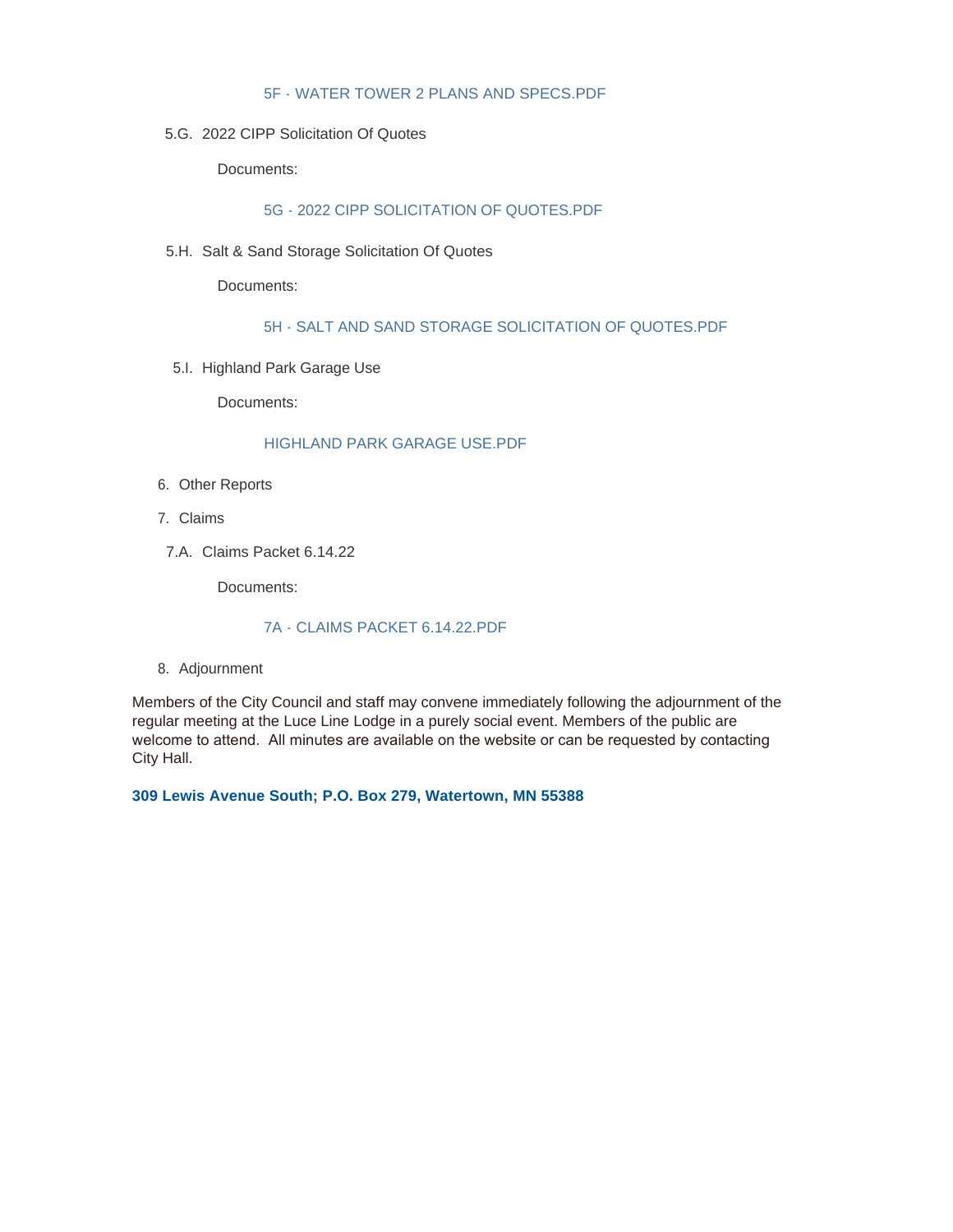5F - WATER TOWER 2 PLANS AND SPECS.PDF

5.G. 2022 CIPP Solicitation Of Quotes

Documents:

5G - 2022 CIPP SOLICITATION OF QUOTES.PDF

5.H. Salt & Sand Storage Solicitation Of Quotes

Documents:

5H - SALT AND SAND STORAGE SOLICITATION OF QUOTES.PDF

5.I. Highland Park Garage Use

Documents:

HIGHLAND PARK GARAGE USE.PDF

6. Other Reports

7. Claims

7.A. Claims Packet 6.14.22

Documents:

7A - CLAIMS PACKET 6.14.22.PDF

8. Adjournment

Members of the City Council and staff may convene immediately following the adjournment of the regular meeting at the Luce Line Lodge in a purely social event. Members of the public are welcome to attend. All minutes are available on the website or can be requested by contacting City Hall.

**309 Lewis Avenue South; P.O. Box 279, Watertown, MN 55388**